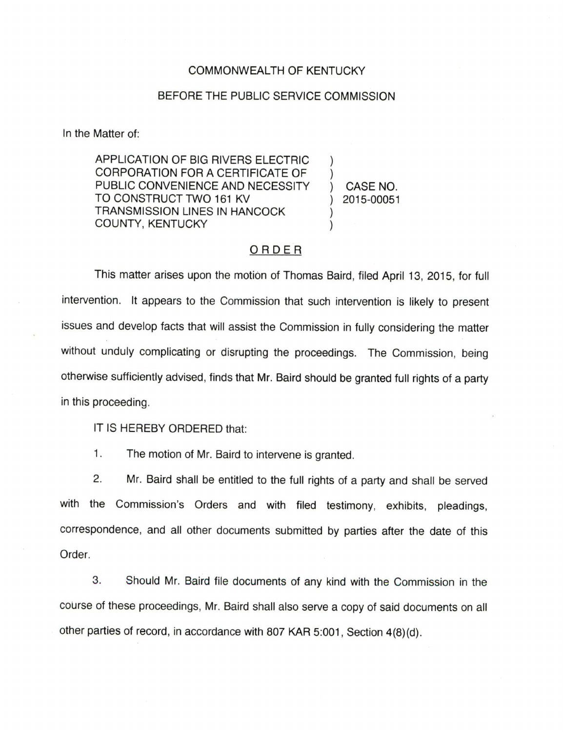COMMONWEALTH OF KENTUCKY

BEFORE THE PUBLIC SERVICE COMMISSION

In the Matter of:

| | | |
|---|---|---|
| APPLICATION OF BIG RIVERS ELECTRIC CORPORATION FOR A CERTIFICATE OF PUBLIC CONVENIENCE AND NECESSITY TO CONSTRUCT TWO 161 KV TRANSMISSION LINES IN HANCOCK COUNTY, KENTUCKY | ) | CASE NO. 2015-00051 |

## ORDER

This matter arises upon the motion of Thomas Baird, filed April 13, 2015, for full intervention. It appears to the Commission that such intervention is likely to present issues and develop facts that will assist the Commission in fully considering the matter without unduly complicating or disrupting the proceedings. The Commission, being otherwise sufficiently advised, finds that Mr. Baird should be granted full rights of a party in this proceeding.

IT IS HEREBY ORDERED that:

1. The motion of Mr. Baird to intervene is granted.

2. Mr. Baird shall be entitled to the full rights of a party and shall be served with the Commission's Orders and with filed testimony, exhibits, pleadings, correspondence, and all other documents submitted by parties after the date of this Order.

3. Should Mr. Baird file documents of any kind with the Commission in the course of these proceedings, Mr. Baird shall also serve a copy of said documents on all other parties of record, in accordance with 807 KAR 5:001, Section 4(8)(d).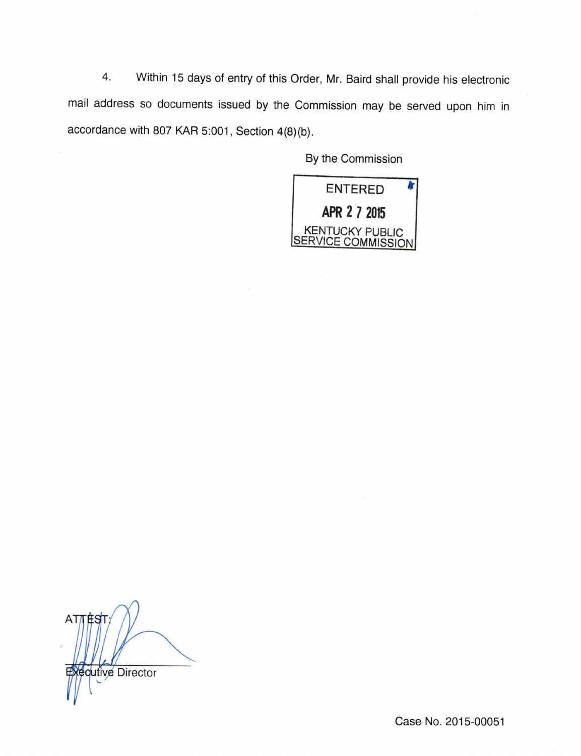4. Within 15 days of entry of this Order, Mr. Baird shall provide his electronic mail address so documents issued by the Commission may be served upon him in accordance with 807 KAR 5:001, Section 4(8)(b).

By the Commission

ENTERED
APR 27 2015
KENTUCKY PUBLIC SERVICE COMMISSION

ATTEST:

Executive Director

Case No. 2015-00051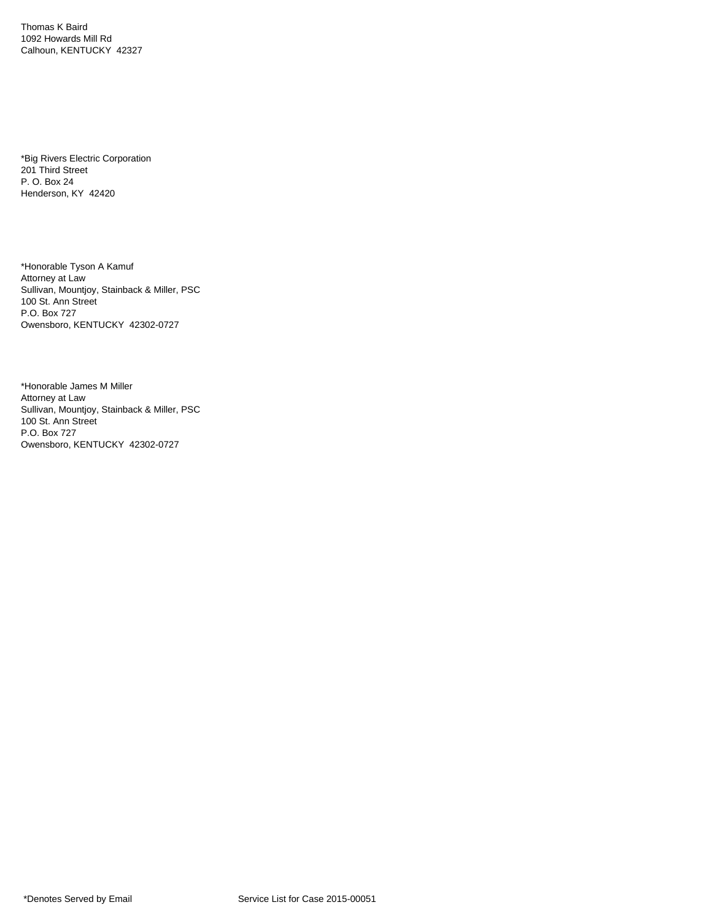Thomas K Baird
1092 Howards Mill Rd
Calhoun, KENTUCKY  42327

*Big Rivers Electric Corporation
201 Third Street
P. O. Box 24
Henderson, KY  42420

*Honorable Tyson A Kamuf
Attorney at Law
Sullivan, Mountjoy, Stainback & Miller, PSC
100 St. Ann Street
P.O. Box 727
Owensboro, KENTUCKY  42302-0727

*Honorable James M Miller
Attorney at Law
Sullivan, Mountjoy, Stainback & Miller, PSC
100 St. Ann Street
P.O. Box 727
Owensboro, KENTUCKY  42302-0727

*Denotes Served by Email

Service List for Case 2015-00051